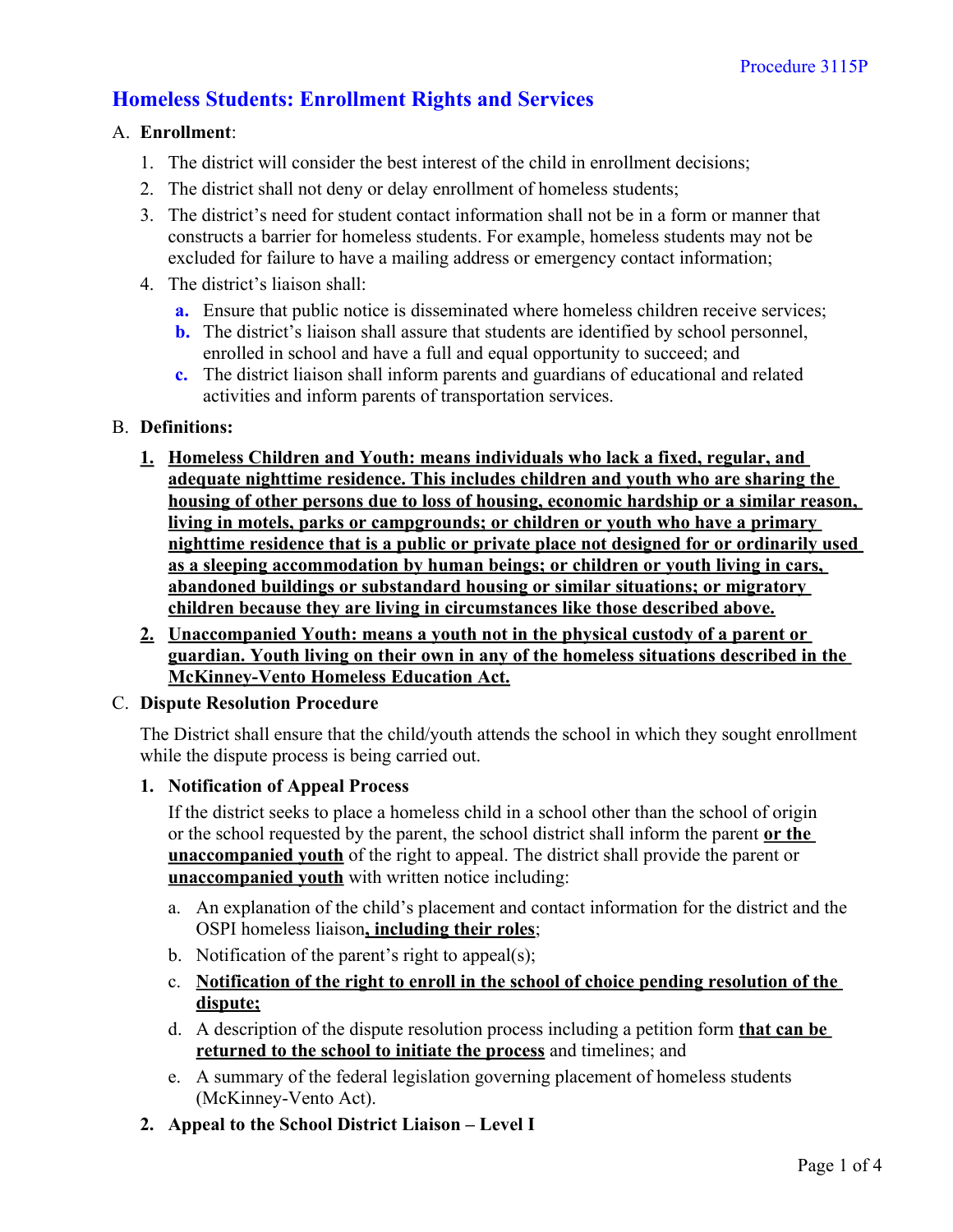# Homeless Students: Enrollment Rights and Services

A. **Enrollment**:

1. The district will consider the best interest of the child in enrollment decisions;
2. The district shall not deny or delay enrollment of homeless students;
3. The district's need for student contact information shall not be in a form or manner that constructs a barrier for homeless students. For example, homeless students may not be excluded for failure to have a mailing address or emergency contact information;
4. The district's liaison shall:
   a. Ensure that public notice is disseminated where homeless children receive services;
   b. The district's liaison shall assure that students are identified by school personnel, enrolled in school and have a full and equal opportunity to succeed; and
   c. The district liaison shall inform parents and guardians of educational and related activities and inform parents of transportation services.

B. **Definitions:**

1. **Homeless Children and Youth: means individuals who lack a fixed, regular, and adequate nighttime residence. This includes children and youth who are sharing the housing of other persons due to loss of housing, economic hardship or a similar reason, living in motels, parks or campgrounds; or children or youth who have a primary nighttime residence that is a public or private place not designed for or ordinarily used as a sleeping accommodation by human beings; or children or youth living in cars, abandoned buildings or substandard housing or similar situations; or migratory children because they are living in circumstances like those described above.**
2. **Unaccompanied Youth: means a youth not in the physical custody of a parent or guardian. Youth living on their own in any of the homeless situations described in the McKinney-Vento Homeless Education Act.**

C. **Dispute Resolution Procedure**

The District shall ensure that the child/youth attends the school in which they sought enrollment while the dispute process is being carried out.

1. **Notification of Appeal Process**

   If the district seeks to place a homeless child in a school other than the school of origin or the school requested by the parent, the school district shall inform the parent **or the unaccompanied youth** of the right to appeal. The district shall provide the parent or **unaccompanied youth** with written notice including:

   a. An explanation of the child's placement and contact information for the district and the OSPI homeless liaison**, including their roles**;
   b. Notification of the parent's right to appeal(s);
   c. **Notification of the right to enroll in the school of choice pending resolution of the dispute;**
   d. A description of the dispute resolution process including a petition form **that can be returned to the school to initiate the process** and timelines; and
   e. A summary of the federal legislation governing placement of homeless students (McKinney-Vento Act).

2. **Appeal to the School District Liaison – Level I**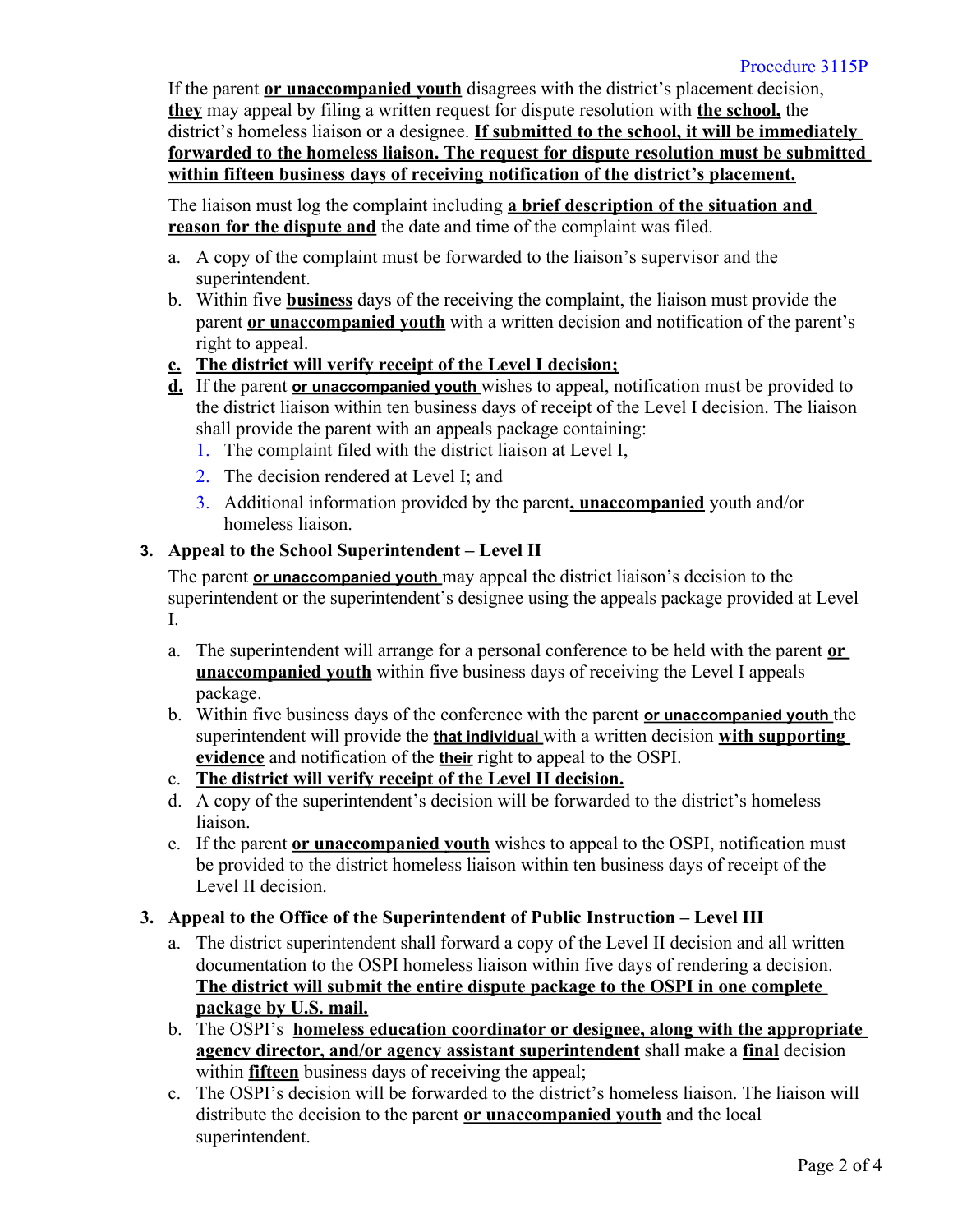If the parent **<u>or unaccompanied youth</u>** disagrees with the district's placement decision, **<u>they</u>** may appeal by filing a written request for dispute resolution with **<u>the school,</u>** the district's homeless liaison or a designee. **<u>If submitted to the school, it will be immediately forwarded to the homeless liaison. The request for dispute resolution must be submitted within fifteen business days of receiving notification of the district's placement.</u>**

The liaison must log the complaint including **<u>a brief description of the situation and reason for the dispute and</u>** the date and time of the complaint was filed.

a. A copy of the complaint must be forwarded to the liaison's supervisor and the superintendent.
b. Within five **<u>business</u>** days of the receiving the complaint, the liaison must provide the parent **<u>or unaccompanied youth</u>** with a written decision and notification of the parent's right to appeal.
**<u>c.</u>** **<u>The district will verify receipt of the Level I decision;</u>**
**<u>d.</u>** If the parent **<u>or unaccompanied youth</u>** wishes to appeal, notification must be provided to the district liaison within ten business days of receipt of the Level I decision. The liaison shall provide the parent with an appeals package containing:
   1. The complaint filed with the district liaison at Level I,
   2. The decision rendered at Level I; and
   3. Additional information provided by the parent**<u>, unaccompanied</u>** youth and/or homeless liaison.

**3. Appeal to the School Superintendent – Level II**

The parent **<u>or unaccompanied youth</u>** may appeal the district liaison's decision to the superintendent or the superintendent's designee using the appeals package provided at Level I.

a. The superintendent will arrange for a personal conference to be held with the parent **<u>or unaccompanied youth</u>** within five business days of receiving the Level I appeals package.
b. Within five business days of the conference with the parent **<u>or unaccompanied youth</u>** the superintendent will provide the **<u>that individual</u>** with a written decision **<u>with supporting evidence</u>** and notification of the **<u>their</u>** right to appeal to the OSPI.
c. **<u>The district will verify receipt of the Level II decision.</u>**
d. A copy of the superintendent's decision will be forwarded to the district's homeless liaison.
e. If the parent **<u>or unaccompanied youth</u>** wishes to appeal to the OSPI, notification must be provided to the district homeless liaison within ten business days of receipt of the Level II decision.

**3. Appeal to the Office of the Superintendent of Public Instruction – Level III**

a. The district superintendent shall forward a copy of the Level II decision and all written documentation to the OSPI homeless liaison within five days of rendering a decision. **<u>The district will submit the entire dispute package to the OSPI in one complete package by U.S. mail.</u>**
b. The OSPI's **<u>homeless education coordinator or designee, along with the appropriate agency director, and/or agency assistant superintendent</u>** shall make a **<u>final</u>** decision within **<u>fifteen</u>** business days of receiving the appeal;
c. The OSPI's decision will be forwarded to the district's homeless liaison. The liaison will distribute the decision to the parent **<u>or unaccompanied youth</u>** and the local superintendent.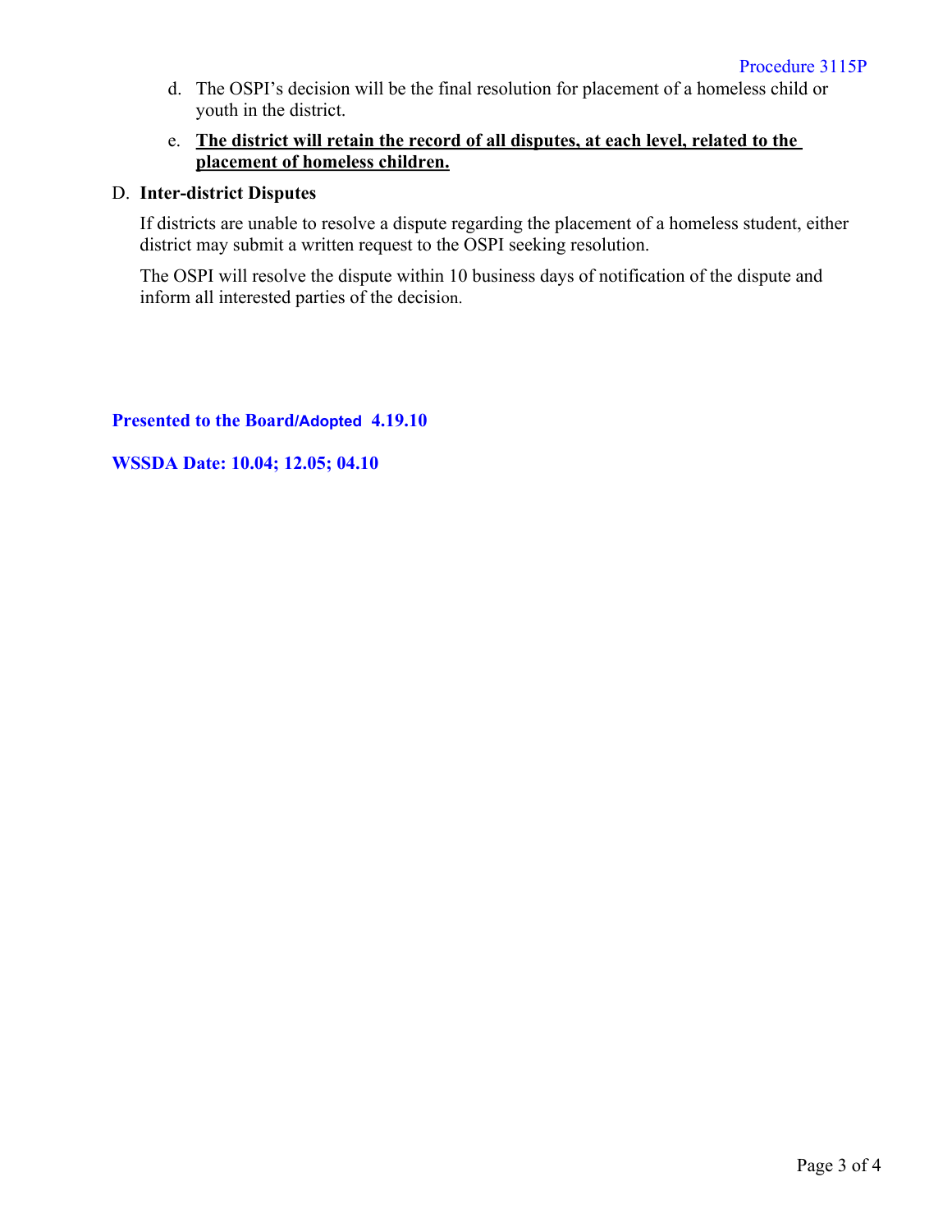d. The OSPI's decision will be the final resolution for placement of a homeless child or youth in the district.

e. **The district will retain the record of all disputes, at each level, related to the placement of homeless children.**

D. **Inter-district Disputes**

If districts are unable to resolve a dispute regarding the placement of a homeless student, either district may submit a written request to the OSPI seeking resolution.

The OSPI will resolve the dispute within 10 business days of notification of the dispute and inform all interested parties of the decision.

**Presented to the Board/Adopted 4.19.10**

**WSSDA Date: 10.04; 12.05; 04.10**